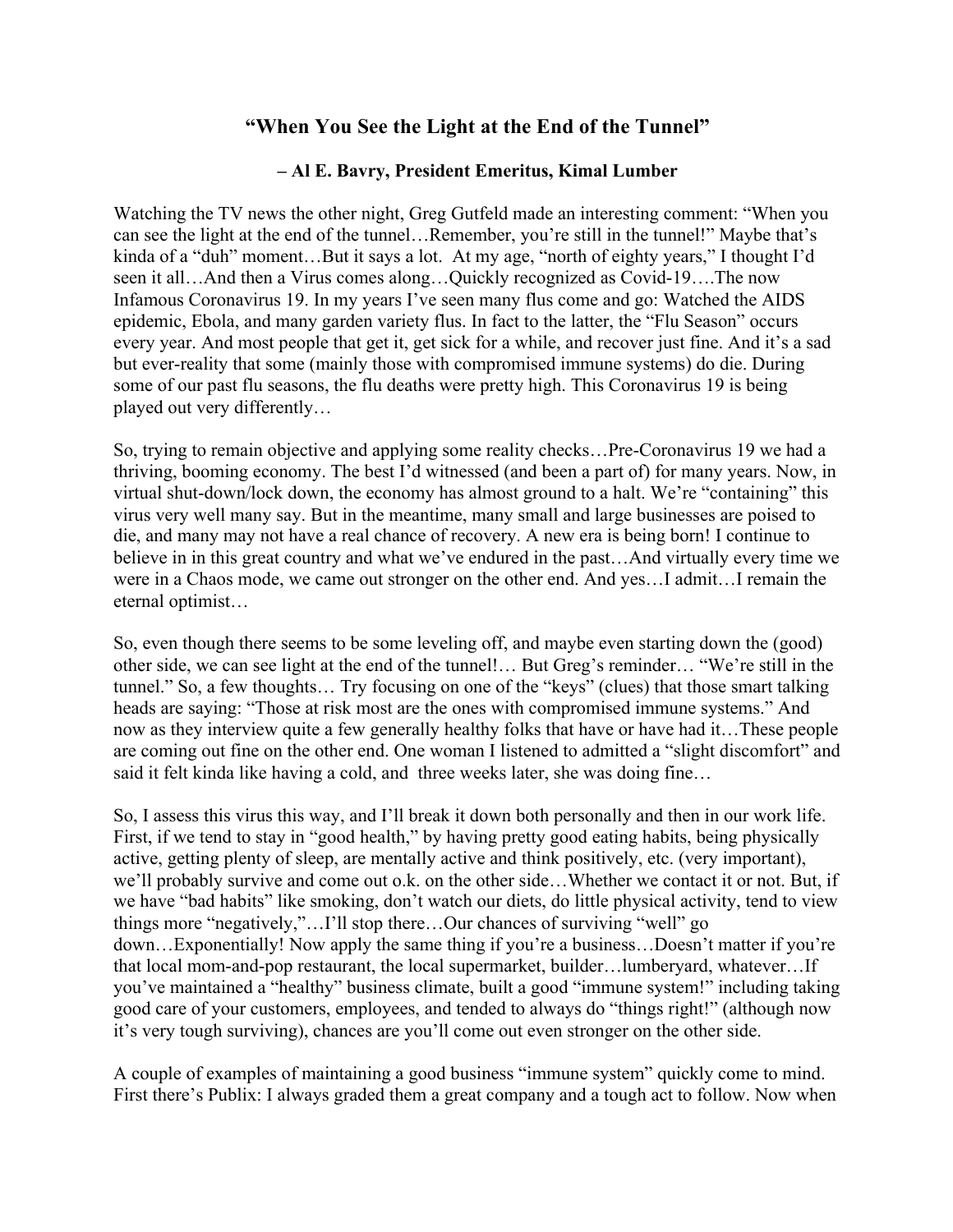## "When You See the Light at the End of the Tunnel"

### – Al E. Bavry, President Emeritus, Kimal Lumber

Watching the TV news the other night, Greg Gutfeld made an interesting comment: "When you can see the light at the end of the tunnel…Remember, you're still in the tunnel!" Maybe that's kinda of a "duh" moment…But it says a lot. At my age, "north of eighty years," I thought I'd seen it all…And then a Virus comes along…Quickly recognized as Covid-19….The now Infamous Coronavirus 19. In my years I've seen many flus come and go: Watched the AIDS epidemic, Ebola, and many garden variety flus. In fact to the latter, the "Flu Season" occurs every year. And most people that get it, get sick for a while, and recover just fine. And it's a sad but ever-reality that some (mainly those with compromised immune systems) do die. During some of our past flu seasons, the flu deaths were pretty high. This Coronavirus 19 is being played out very differently…

So, trying to remain objective and applying some reality checks…Pre-Coronavirus 19 we had a thriving, booming economy. The best I'd witnessed (and been a part of) for many years. Now, in virtual shut-down/lock down, the economy has almost ground to a halt. We're "containing" this virus very well many say. But in the meantime, many small and large businesses are poised to die, and many may not have a real chance of recovery. A new era is being born! I continue to believe in in this great country and what we've endured in the past…And virtually every time we were in a Chaos mode, we came out stronger on the other end. And yes…I admit…I remain the eternal optimist…

So, even though there seems to be some leveling off, and maybe even starting down the (good) other side, we can see light at the end of the tunnel!… But Greg's reminder… "We're still in the tunnel." So, a few thoughts… Try focusing on one of the "keys" (clues) that those smart talking heads are saying: "Those at risk most are the ones with compromised immune systems." And now as they interview quite a few generally healthy folks that have or have had it…These people are coming out fine on the other end. One woman I listened to admitted a "slight discomfort" and said it felt kinda like having a cold, and three weeks later, she was doing fine…

So, I assess this virus this way, and I'll break it down both personally and then in our work life. First, if we tend to stay in "good health," by having pretty good eating habits, being physically active, getting plenty of sleep, are mentally active and think positively, etc. (very important), we'll probably survive and come out o.k. on the other side…Whether we contact it or not. But, if we have "bad habits" like smoking, don't watch our diets, do little physical activity, tend to view things more "negatively,"…I'll stop there…Our chances of surviving "well" go down…Exponentially! Now apply the same thing if you're a business…Doesn't matter if you're that local mom-and-pop restaurant, the local supermarket, builder…lumberyard, whatever…If you've maintained a "healthy" business climate, built a good "immune system!" including taking good care of your customers, employees, and tended to always do "things right!" (although now it's very tough surviving), chances are you'll come out even stronger on the other side.

A couple of examples of maintaining a good business "immune system" quickly come to mind. First there's Publix: I always graded them a great company and a tough act to follow. Now when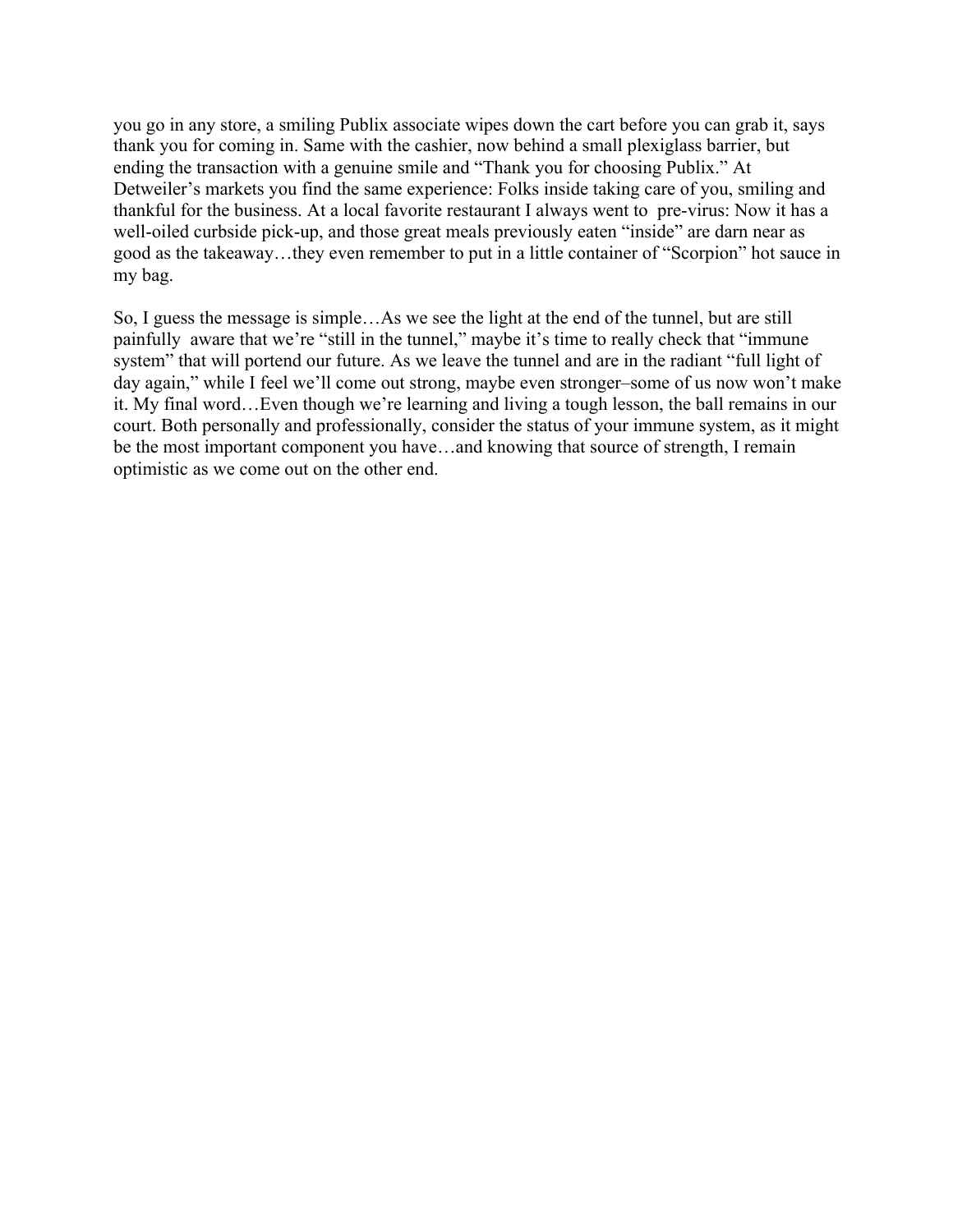you go in any store, a smiling Publix associate wipes down the cart before you can grab it, says thank you for coming in. Same with the cashier, now behind a small plexiglass barrier, but ending the transaction with a genuine smile and "Thank you for choosing Publix." At Detweiler's markets you find the same experience: Folks inside taking care of you, smiling and thankful for the business. At a local favorite restaurant I always went to pre-virus: Now it has a well-oiled curbside pick-up, and those great meals previously eaten "inside" are darn near as good as the takeaway…they even remember to put in a little container of "Scorpion" hot sauce in my bag.

So, I guess the message is simple…As we see the light at the end of the tunnel, but are still painfully aware that we're "still in the tunnel," maybe it's time to really check that "immune system" that will portend our future. As we leave the tunnel and are in the radiant "full light of day again," while I feel we'll come out strong, maybe even stronger–some of us now won't make it. My final word…Even though we're learning and living a tough lesson, the ball remains in our court. Both personally and professionally, consider the status of your immune system, as it might be the most important component you have…and knowing that source of strength, I remain optimistic as we come out on the other end.